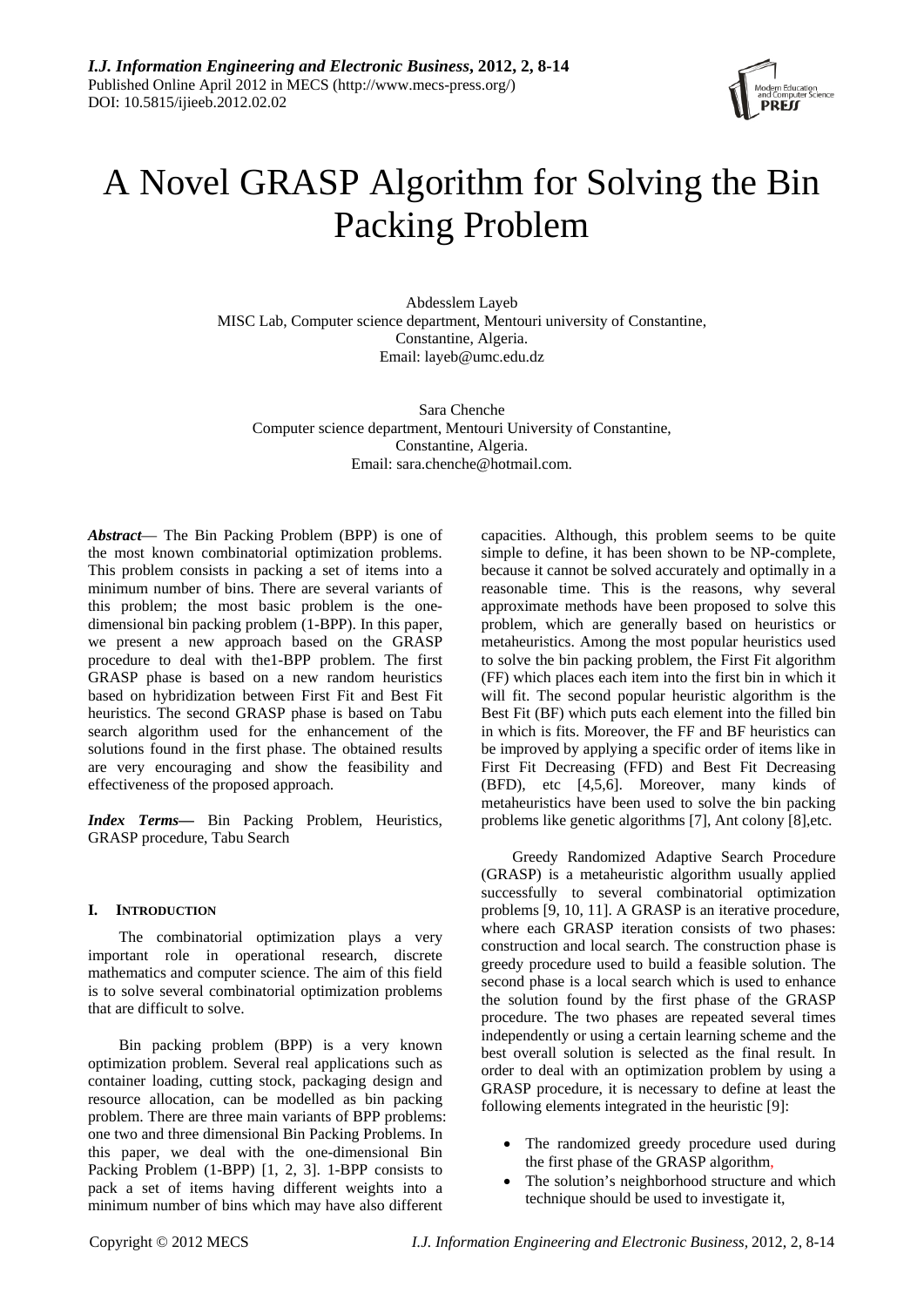# A Novel GRASP Algorithm for Solving the Bin Packing Problem

Abdesslem Layeb
MISC Lab, Computer science department, Mentouri university of Constantine, Constantine, Algeria.
Email: layeb@umc.edu.dz

Sara Chenche
Computer science department, Mentouri University of Constantine, Constantine, Algeria.
Email: sara.chenche@hotmail.com.

***Abstract*****—** The Bin Packing Problem (BPP) is one of the most known combinatorial optimization problems. This problem consists in packing a set of items into a minimum number of bins. There are several variants of this problem; the most basic problem is the one-dimensional bin packing problem (1-BPP). In this paper, we present a new approach based on the GRASP procedure to deal with the1-BPP problem. The first GRASP phase is based on a new random heuristics based on hybridization between First Fit and Best Fit heuristics. The second GRASP phase is based on Tabu search algorithm used for the enhancement of the solutions found in the first phase. The obtained results are very encouraging and show the feasibility and effectiveness of the proposed approach.

***Index Terms*****—** Bin Packing Problem, Heuristics, GRASP procedure, Tabu Search

## I. Introduction

The combinatorial optimization plays a very important role in operational research, discrete mathematics and computer science. The aim of this field is to solve several combinatorial optimization problems that are difficult to solve.

Bin packing problem (BPP) is a very known optimization problem. Several real applications such as container loading, cutting stock, packaging design and resource allocation, can be modelled as bin packing problem. There are three main variants of BPP problems: one two and three dimensional Bin Packing Problems. In this paper, we deal with the one-dimensional Bin Packing Problem (1-BPP) [1, 2, 3]. 1-BPP consists to pack a set of items having different weights into a minimum number of bins which may have also different capacities. Although, this problem seems to be quite simple to define, it has been shown to be NP-complete, because it cannot be solved accurately and optimally in a reasonable time. This is the reasons, why several approximate methods have been proposed to solve this problem, which are generally based on heuristics or metaheuristics. Among the most popular heuristics used to solve the bin packing problem, the First Fit algorithm (FF) which places each item into the first bin in which it will fit. The second popular heuristic algorithm is the Best Fit (BF) which puts each element into the filled bin in which is fits. Moreover, the FF and BF heuristics can be improved by applying a specific order of items like in First Fit Decreasing (FFD) and Best Fit Decreasing (BFD), etc [4,5,6]. Moreover, many kinds of metaheuristics have been used to solve the bin packing problems like genetic algorithms [7], Ant colony [8],etc.

Greedy Randomized Adaptive Search Procedure (GRASP) is a metaheuristic algorithm usually applied successfully to several combinatorial optimization problems [9, 10, 11]. A GRASP is an iterative procedure, where each GRASP iteration consists of two phases: construction and local search. The construction phase is greedy procedure used to build a feasible solution. The second phase is a local search which is used to enhance the solution found by the first phase of the GRASP procedure. The two phases are repeated several times independently or using a certain learning scheme and the best overall solution is selected as the final result. In order to deal with an optimization problem by using a GRASP procedure, it is necessary to define at least the following elements integrated in the heuristic [9]:

- The randomized greedy procedure used during the first phase of the GRASP algorithm,
- The solution's neighborhood structure and which technique should be used to investigate it,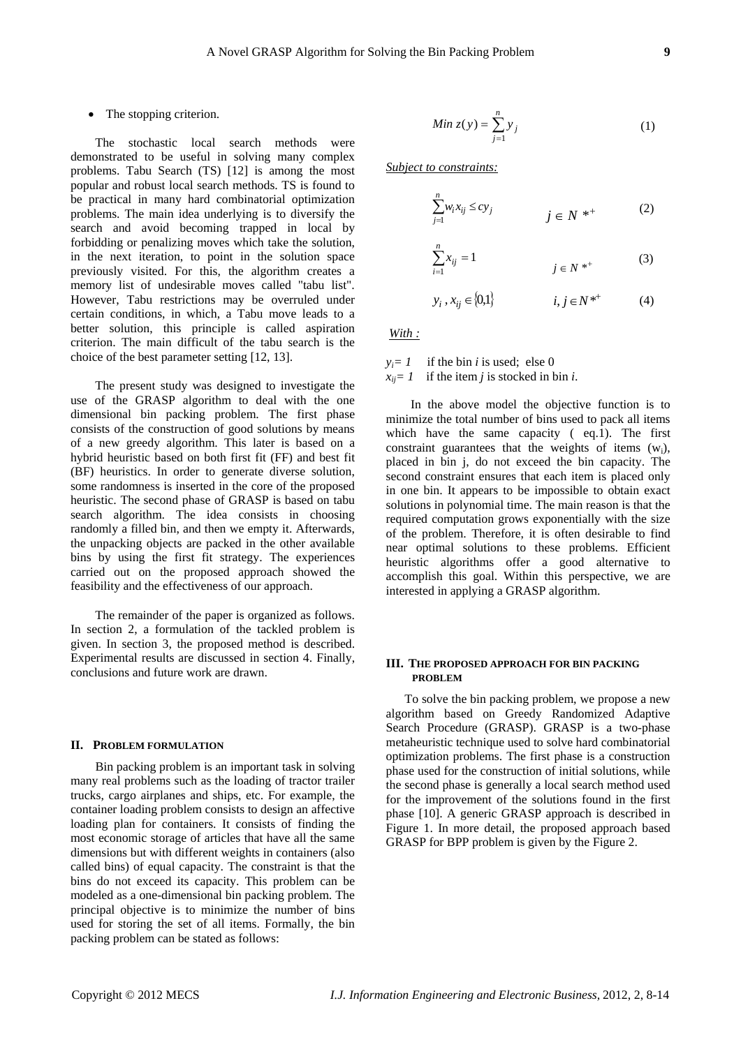- The stopping criterion.

The stochastic local search methods were demonstrated to be useful in solving many complex problems. Tabu Search (TS) [12] is among the most popular and robust local search methods. TS is found to be practical in many hard combinatorial optimization problems. The main idea underlying is to diversify the search and avoid becoming trapped in local by forbidding or penalizing moves which take the solution, in the next iteration, to point in the solution space previously visited. For this, the algorithm creates a memory list of undesirable moves called "tabu list". However, Tabu restrictions may be overruled under certain conditions, in which, a Tabu move leads to a better solution, this principle is called aspiration criterion. The main difficult of the tabu search is the choice of the best parameter setting [12, 13].

The present study was designed to investigate the use of the GRASP algorithm to deal with the one dimensional bin packing problem. The first phase consists of the construction of good solutions by means of a new greedy algorithm. This later is based on a hybrid heuristic based on both first fit (FF) and best fit (BF) heuristics. In order to generate diverse solution, some randomness is inserted in the core of the proposed heuristic. The second phase of GRASP is based on tabu search algorithm. The idea consists in choosing randomly a filled bin, and then we empty it. Afterwards, the unpacking objects are packed in the other available bins by using the first fit strategy. The experiences carried out on the proposed approach showed the feasibility and the effectiveness of our approach.

The remainder of the paper is organized as follows. In section 2, a formulation of the tackled problem is given. In section 3, the proposed method is described. Experimental results are discussed in section 4. Finally, conclusions and future work are drawn.

## II. Problem Formulation

Bin packing problem is an important task in solving many real problems such as the loading of tractor trailer trucks, cargo airplanes and ships, etc. For example, the container loading problem consists to design an affective loading plan for containers. It consists of finding the most economic storage of articles that have all the same dimensions but with different weights in containers (also called bins) of equal capacity. The constraint is that the bins do not exceed its capacity. This problem can be modeled as a one-dimensional bin packing problem. The principal objective is to minimize the number of bins used for storing the set of all items. Formally, the bin packing problem can be stated as follows:

$$Min\ z(y) = \sum_{j=1}^{n} y_j \tag{1}$$

*Subject to constraints:*

$$\sum_{j=1}^{n} w_i x_{ij} \leq c y_j \qquad j \in N^{*+} \tag{2}$$

$$\sum_{i=1}^{n} x_{ij} = 1 \qquad j \in N^{*+} \tag{3}$$

$$y_i, x_{ij} \in \{0,1\} \qquad i, j \in N^{*+} \tag{4}$$

*With :*

$y_i = 1$ if the bin $i$ is used; else 0

$x_{ij} = 1$ if the item $j$ is stocked in bin $i$.

In the above model the objective function is to minimize the total number of bins used to pack all items which have the same capacity ( eq.1). The first constraint guarantees that the weights of items ($w_i$), placed in bin j, do not exceed the bin capacity. The second constraint ensures that each item is placed only in one bin. It appears to be impossible to obtain exact solutions in polynomial time. The main reason is that the required computation grows exponentially with the size of the problem. Therefore, it is often desirable to find near optimal solutions to these problems. Efficient heuristic algorithms offer a good alternative to accomplish this goal. Within this perspective, we are interested in applying a GRASP algorithm.

## III. The Proposed Approach for Bin Packing Problem

To solve the bin packing problem, we propose a new algorithm based on Greedy Randomized Adaptive Search Procedure (GRASP). GRASP is a two-phase metaheuristic technique used to solve hard combinatorial optimization problems. The first phase is a construction phase used for the construction of initial solutions, while the second phase is generally a local search method used for the improvement of the solutions found in the first phase [10]. A generic GRASP approach is described in Figure 1. In more detail, the proposed approach based GRASP for BPP problem is given by the Figure 2.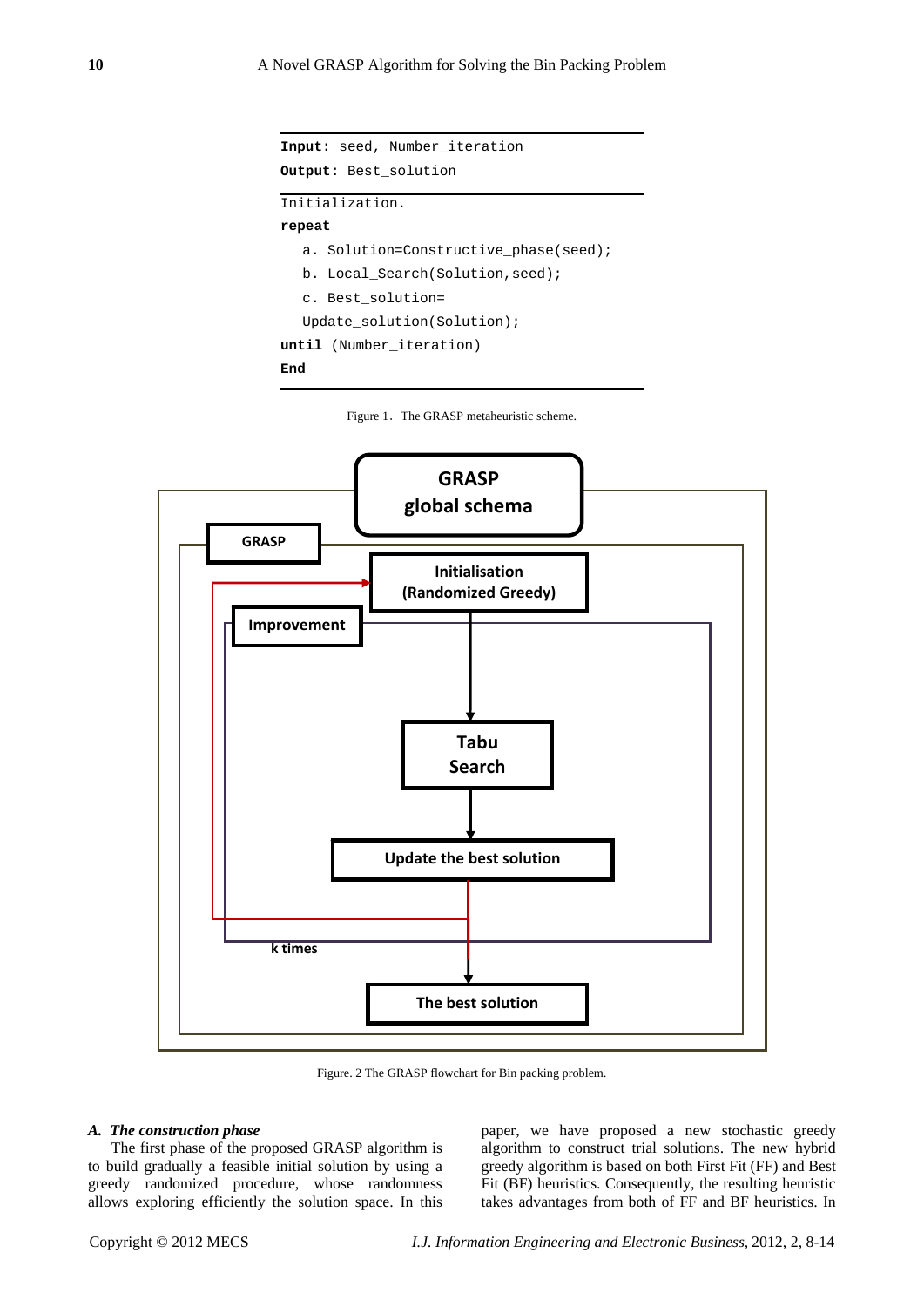```
Input: seed, Number_iteration
Output: Best_solution

Initialization.
repeat
   a. Solution=Constructive_phase(seed);
   b. Local_Search(Solution,seed);
   c. Best_solution=
   Update_solution(Solution);
until (Number_iteration)
End
```

Figure 1. The GRASP metaheuristic scheme.

Figure. 2 The GRASP flowchart for Bin packing problem.

### *A. The construction phase*

The first phase of the proposed GRASP algorithm is to build gradually a feasible initial solution by using a greedy randomized procedure, whose randomness allows exploring efficiently the solution space. In this paper, we have proposed a new stochastic greedy algorithm to construct trial solutions. The new hybrid greedy algorithm is based on both First Fit (FF) and Best Fit (BF) heuristics. Consequently, the resulting heuristic takes advantages from both of FF and BF heuristics. In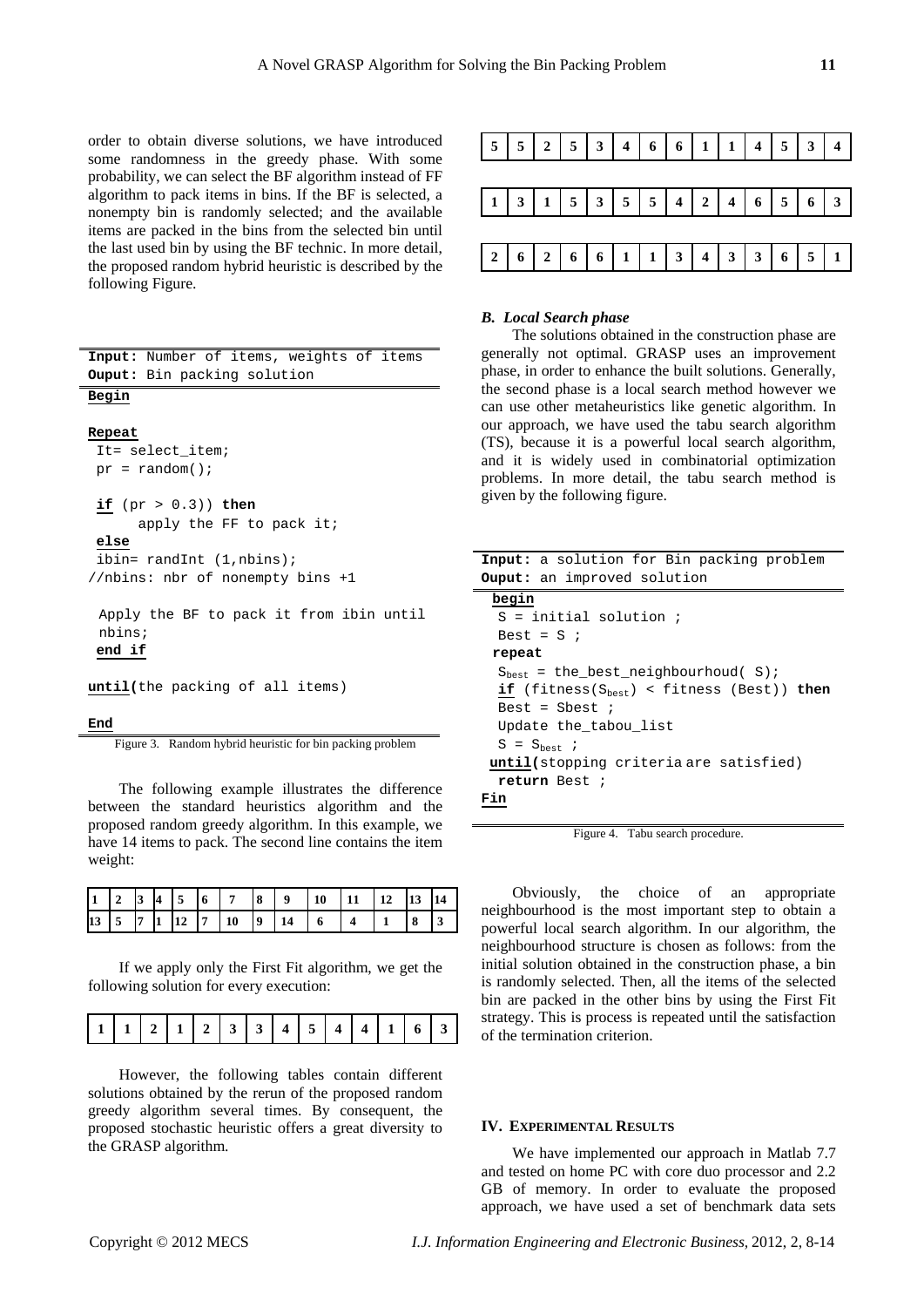order to obtain diverse solutions, we have introduced some randomness in the greedy phase. With some probability, we can select the BF algorithm instead of FF algorithm to pack items in bins. If the BF is selected, a nonempty bin is randomly selected; and the available items are packed in the bins from the selected bin until the last used bin by using the BF technic. In more detail, the proposed random hybrid heuristic is described by the following Figure.

```
Input: Number of items, weights of items
Ouput: Bin packing solution
Begin

Repeat
 It= select_item;
 pr = random();

 if (pr > 0.3)) then
       apply the FF to pack it;
 else
 ibin= randInt (1,nbins);
//nbins: nbr of nonempty bins +1

  Apply the BF to pack it from ibin until
  nbins;
 end if

until(the packing of all items)

End
```

Figure 3. Random hybrid heuristic for bin packing problem

The following example illustrates the difference between the standard heuristics algorithm and the proposed random greedy algorithm. In this example, we have 14 items to pack. The second line contains the item weight:

| 1 | 2 | 3 | 4 | 5 | 6 | 7 | 8 | 9 | 10 | 11 | 12 | 13 | 14 |
|---|---|---|---|---|---|---|---|---|---|---|---|---|---|
| 13 | 5 | 7 | 1 | 12 | 7 | 10 | 9 | 14 | 6 | 4 | 1 | 8 | 3 |

If we apply only the First Fit algorithm, we get the following solution for every execution:

| 1 | 1 | 2 | 1 | 2 | 3 | 3 | 4 | 5 | 4 | 4 | 1 | 6 | 3 |
|---|---|---|---|---|---|---|---|---|---|---|---|---|---|

However, the following tables contain different solutions obtained by the rerun of the proposed random greedy algorithm several times. By consequent, the proposed stochastic heuristic offers a great diversity to the GRASP algorithm.

| 5 | 5 | 2 | 5 | 3 | 4 | 6 | 6 | 1 | 1 | 4 | 5 | 3 | 4 |
|---|---|---|---|---|---|---|---|---|---|---|---|---|---|

| 1 | 3 | 1 | 5 | 3 | 5 | 5 | 4 | 2 | 4 | 6 | 5 | 6 | 3 |
|---|---|---|---|---|---|---|---|---|---|---|---|---|---|

| 2 | 6 | 2 | 6 | 6 | 1 | 1 | 3 | 4 | 3 | 3 | 6 | 5 | 1 |
|---|---|---|---|---|---|---|---|---|---|---|---|---|---|

### *B. Local Search phase*

The solutions obtained in the construction phase are generally not optimal. GRASP uses an improvement phase, in order to enhance the built solutions. Generally, the second phase is a local search method however we can use other metaheuristics like genetic algorithm. In our approach, we have used the tabu search algorithm (TS), because it is a powerful local search algorithm, and it is widely used in combinatorial optimization problems. In more detail, the tabu search method is given by the following figure.

```
Input: a solution for Bin packing problem
Ouput: an improved solution
 begin
  S = initial solution ;
  Best = S ;
 repeat
  Sbest = the_best_neighbourhoud( S);
  if (fitness(Sbest) < fitness (Best)) then
  Best = Sbest ;
  Update the_tabou_list
  S = Sbest ;
 until(stopping criteria are satisfied)
  return Best ;
Fin
```

Figure 4. Tabu search procedure.

Obviously, the choice of an appropriate neighbourhood is the most important step to obtain a powerful local search algorithm. In our algorithm, the neighbourhood structure is chosen as follows: from the initial solution obtained in the construction phase, a bin is randomly selected. Then, all the items of the selected bin are packed in the other bins by using the First Fit strategy. This is process is repeated until the satisfaction of the termination criterion.

## IV. Experimental Results

We have implemented our approach in Matlab 7.7 and tested on home PC with core duo processor and 2.2 GB of memory. In order to evaluate the proposed approach, we have used a set of benchmark data sets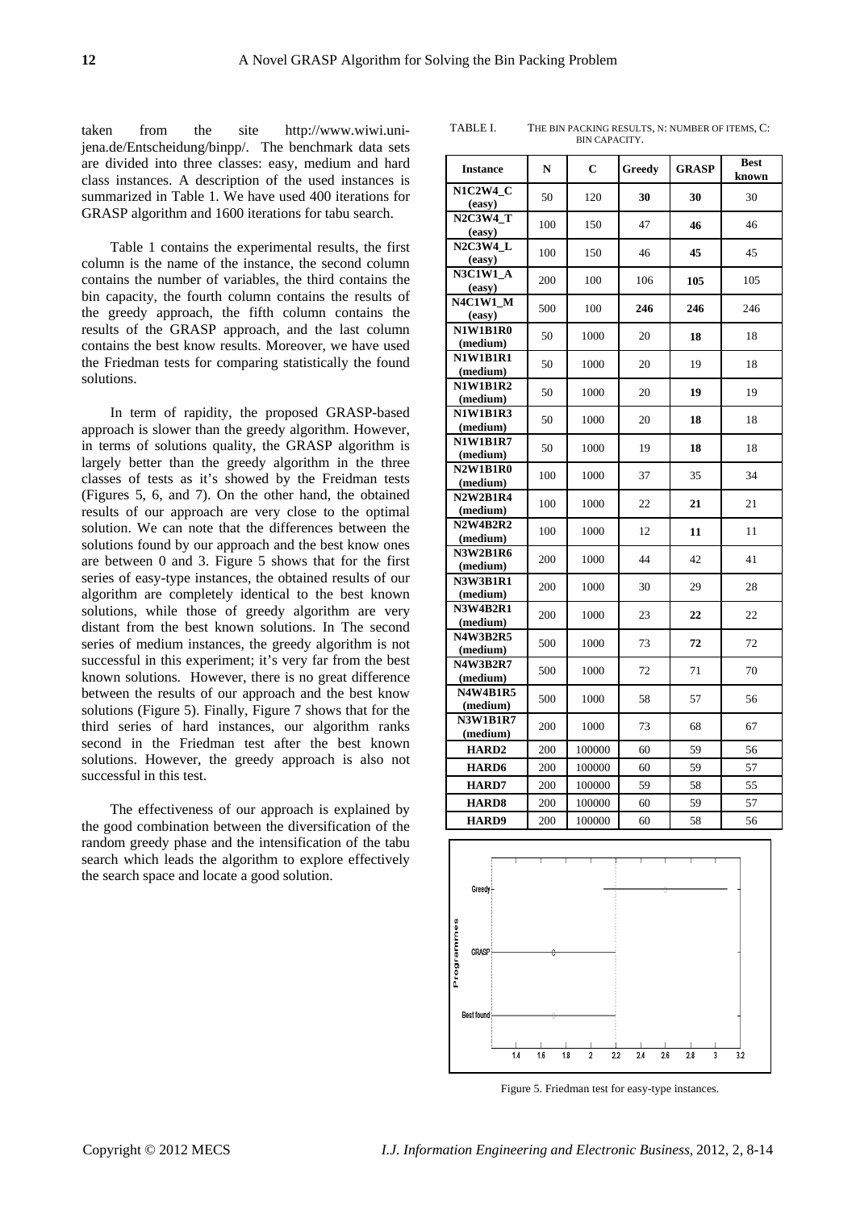taken from the site http://www.wiwi.uni-jena.de/Entscheidung/binpp/. The benchmark data sets are divided into three classes: easy, medium and hard class instances. A description of the used instances is summarized in Table 1. We have used 400 iterations for GRASP algorithm and 1600 iterations for tabu search.

Table 1 contains the experimental results, the first column is the name of the instance, the second column contains the number of variables, the third contains the bin capacity, the fourth column contains the results of the greedy approach, the fifth column contains the results of the GRASP approach, and the last column contains the best know results. Moreover, we have used the Friedman tests for comparing statistically the found solutions.

In term of rapidity, the proposed GRASP-based approach is slower than the greedy algorithm. However, in terms of solutions quality, the GRASP algorithm is largely better than the greedy algorithm in the three classes of tests as it's showed by the Freidman tests (Figures 5, 6, and 7). On the other hand, the obtained results of our approach are very close to the optimal solution. We can note that the differences between the solutions found by our approach and the best know ones are between 0 and 3. Figure 5 shows that for the first series of easy-type instances, the obtained results of our algorithm are completely identical to the best known solutions, while those of greedy algorithm are very distant from the best known solutions. In The second series of medium instances, the greedy algorithm is not successful in this experiment; it's very far from the best known solutions. However, there is no great difference between the results of our approach and the best know solutions (Figure 5). Finally, Figure 7 shows that for the third series of hard instances, our algorithm ranks second in the Friedman test after the best known solutions. However, the greedy approach is also not successful in this test.

The effectiveness of our approach is explained by the good combination between the diversification of the random greedy phase and the intensification of the tabu search which leads the algorithm to explore effectively the search space and locate a good solution.

TABLE I. THE BIN PACKING RESULTS, N: NUMBER OF ITEMS, C: BIN CAPACITY.

| Instance | N | C | Greedy | GRASP | Best known |
|---|---|---|---|---|---|
| **N1C2W4_C (easy)** | 50 | 120 | **30** | **30** | 30 |
| **N2C3W4_T (easy)** | 100 | 150 | 47 | **46** | 46 |
| **N2C3W4_L (easy)** | 100 | 150 | 46 | **45** | 45 |
| **N3C1W1_A (easy)** | 200 | 100 | 106 | **105** | 105 |
| **N4C1W1_M (easy)** | 500 | 100 | **246** | **246** | 246 |
| **N1W1B1R0 (medium)** | 50 | 1000 | 20 | **18** | 18 |
| **N1W1B1R1 (medium)** | 50 | 1000 | 20 | 19 | 18 |
| **N1W1B1R2 (medium)** | 50 | 1000 | 20 | **19** | 19 |
| **N1W1B1R3 (medium)** | 50 | 1000 | 20 | **18** | 18 |
| **N1W1B1R7 (medium)** | 50 | 1000 | 19 | **18** | 18 |
| **N2W1B1R0 (medium)** | 100 | 1000 | 37 | 35 | 34 |
| **N2W2B1R4 (medium)** | 100 | 1000 | 22 | **21** | 21 |
| **N2W4B2R2 (medium)** | 100 | 1000 | 12 | **11** | 11 |
| **N3W2B1R6 (medium)** | 200 | 1000 | 44 | 42 | 41 |
| **N3W3B1R1 (medium)** | 200 | 1000 | 30 | 29 | 28 |
| **N3W4B2R1 (medium)** | 200 | 1000 | 23 | **22** | 22 |
| **N4W3B2R5 (medium)** | 500 | 1000 | 73 | **72** | 72 |
| **N4W3B2R7 (medium)** | 500 | 1000 | 72 | 71 | 70 |
| **N4W4B1R5 (medium)** | 500 | 1000 | 58 | 57 | 56 |
| **N3W1B1R7 (medium)** | 200 | 1000 | 73 | 68 | 67 |
| **HARD2** | 200 | 100000 | 60 | 59 | 56 |
| **HARD6** | 200 | 100000 | 60 | 59 | 57 |
| **HARD7** | 200 | 100000 | 59 | 58 | 55 |
| **HARD8** | 200 | 100000 | 60 | 59 | 57 |
| **HARD9** | 200 | 100000 | 60 | 58 | 56 |

Figure 5. Friedman test for easy-type instances.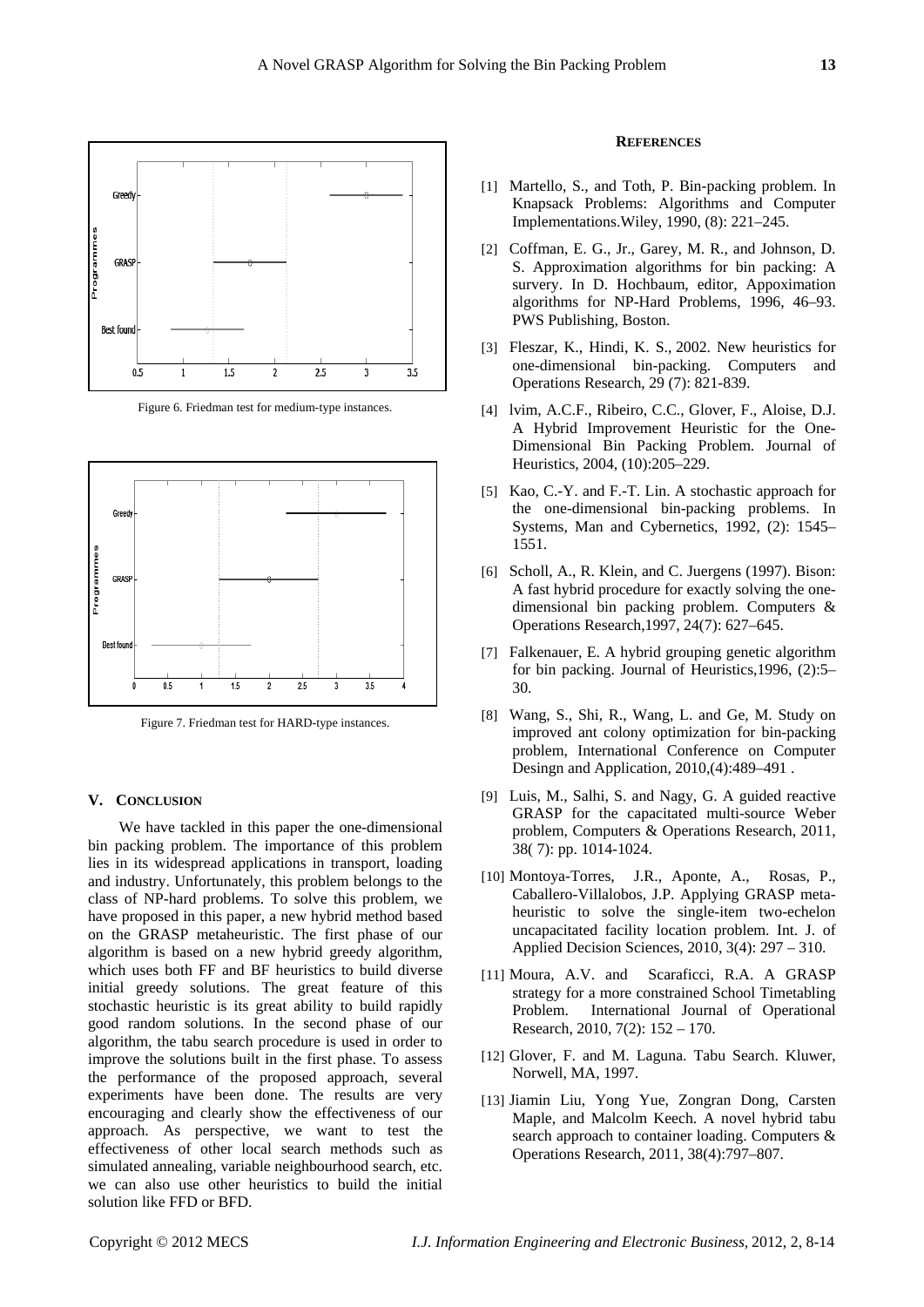Figure 6. Friedman test for medium-type instances.

Figure 7. Friedman test for HARD-type instances.

## V. CONCLUSION

We have tackled in this paper the one-dimensional bin packing problem. The importance of this problem lies in its widespread applications in transport, loading and industry. Unfortunately, this problem belongs to the class of NP-hard problems. To solve this problem, we have proposed in this paper, a new hybrid method based on the GRASP metaheuristic. The first phase of our algorithm is based on a new hybrid greedy algorithm, which uses both FF and BF heuristics to build diverse initial greedy solutions. The great feature of this stochastic heuristic is its great ability to build rapidly good random solutions. In the second phase of our algorithm, the tabu search procedure is used in order to improve the solutions built in the first phase. To assess the performance of the proposed approach, several experiments have been done. The results are very encouraging and clearly show the effectiveness of our approach. As perspective, we want to test the effectiveness of other local search methods such as simulated annealing, variable neighbourhood search, etc. we can also use other heuristics to build the initial solution like FFD or BFD.

## REFERENCES

[1] Martello, S., and Toth, P. Bin-packing problem. In Knapsack Problems: Algorithms and Computer Implementations.Wiley, 1990, (8): 221–245.

[2] Coffman, E. G., Jr., Garey, M. R., and Johnson, D. S. Approximation algorithms for bin packing: A survery. In D. Hochbaum, editor, Appoximation algorithms for NP-Hard Problems, 1996, 46–93. PWS Publishing, Boston.

[3] Fleszar, K., Hindi, K. S., 2002. New heuristics for one-dimensional bin-packing. Computers and Operations Research, 29 (7): 821-839.

[4] lvim, A.C.F., Ribeiro, C.C., Glover, F., Aloise, D.J. A Hybrid Improvement Heuristic for the One-Dimensional Bin Packing Problem. Journal of Heuristics, 2004, (10):205–229.

[5] Kao, C.-Y. and F.-T. Lin. A stochastic approach for the one-dimensional bin-packing problems. In Systems, Man and Cybernetics, 1992, (2): 1545–1551.

[6] Scholl, A., R. Klein, and C. Juergens (1997). Bison: A fast hybrid procedure for exactly solving the one-dimensional bin packing problem. Computers & Operations Research,1997, 24(7): 627–645.

[7] Falkenauer, E. A hybrid grouping genetic algorithm for bin packing. Journal of Heuristics,1996, (2):5–30.

[8] Wang, S., Shi, R., Wang, L. and Ge, M. Study on improved ant colony optimization for bin-packing problem, International Conference on Computer Desingn and Application, 2010,(4):489–491 .

[9] Luis, M., Salhi, S. and Nagy, G. A guided reactive GRASP for the capacitated multi-source Weber problem, Computers & Operations Research, 2011, 38( 7): pp. 1014-1024.

[10] Montoya-Torres, J.R., Aponte, A., Rosas, P., Caballero-Villalobos, J.P. Applying GRASP meta-heuristic to solve the single-item two-echelon uncapacitated facility location problem. Int. J. of Applied Decision Sciences, 2010, 3(4): 297 – 310.

[11] Moura, A.V. and Scaraficci, R.A. A GRASP strategy for a more constrained School Timetabling Problem. International Journal of Operational Research, 2010, 7(2): 152 – 170.

[12] Glover, F. and M. Laguna. Tabu Search. Kluwer, Norwell, MA, 1997.

[13] Jiamin Liu, Yong Yue, Zongran Dong, Carsten Maple, and Malcolm Keech. A novel hybrid tabu search approach to container loading. Computers & Operations Research, 2011, 38(4):797–807.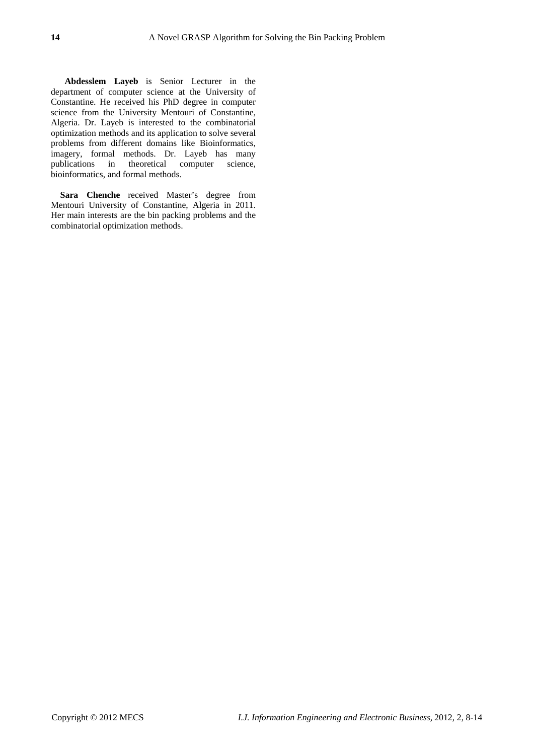**Abdesslem Layeb** is Senior Lecturer in the department of computer science at the University of Constantine. He received his PhD degree in computer science from the University Mentouri of Constantine, Algeria. Dr. Layeb is interested to the combinatorial optimization methods and its application to solve several problems from different domains like Bioinformatics, imagery, formal methods. Dr. Layeb has many publications in theoretical computer science, bioinformatics, and formal methods.

**Sara Chenche** received Master's degree from Mentouri University of Constantine, Algeria in 2011. Her main interests are the bin packing problems and the combinatorial optimization methods.